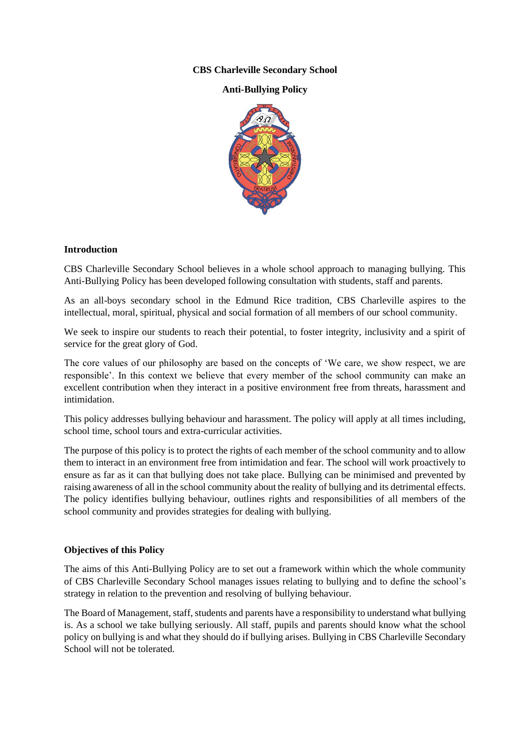**CBS Charleville Secondary School**

**Anti-Bullying Policy**

**Introduction**

CBS Charleville Secondary School believes in a whole school approach to managing bullying. This Anti-Bullying Policy has been developed following consultation with students, staff and parents.

As an all-boys secondary school in the Edmund Rice tradition, CBS Charleville aspires to the intellectual, moral, spiritual, physical and social formation of all members of our school community.

We seek to inspire our students to reach their potential, to foster integrity, inclusivity and a spirit of service for the great glory of God.

The core values of our philosophy are based on the concepts of 'We care, we show respect, we are responsible'. In this context we believe that every member of the school community can make an excellent contribution when they interact in a positive environment free from threats, harassment and intimidation.

This policy addresses bullying behaviour and harassment. The policy will apply at all times including, school time, school tours and extra-curricular activities.

The purpose of this policy is to protect the rights of each member of the school community and to allow them to interact in an environment free from intimidation and fear. The school will work proactively to ensure as far as it can that bullying does not take place. Bullying can be minimised and prevented by raising awareness of all in the school community about the reality of bullying and its detrimental effects. The policy identifies bullying behaviour, outlines rights and responsibilities of all members of the school community and provides strategies for dealing with bullying.

**Objectives of this Policy**

The aims of this Anti-Bullying Policy are to set out a framework within which the whole community of CBS Charleville Secondary School manages issues relating to bullying and to define the school's strategy in relation to the prevention and resolving of bullying behaviour.

The Board of Management, staff, students and parents have a responsibility to understand what bullying is. As a school we take bullying seriously. All staff, pupils and parents should know what the school policy on bullying is and what they should do if bullying arises. Bullying in CBS Charleville Secondary School will not be tolerated.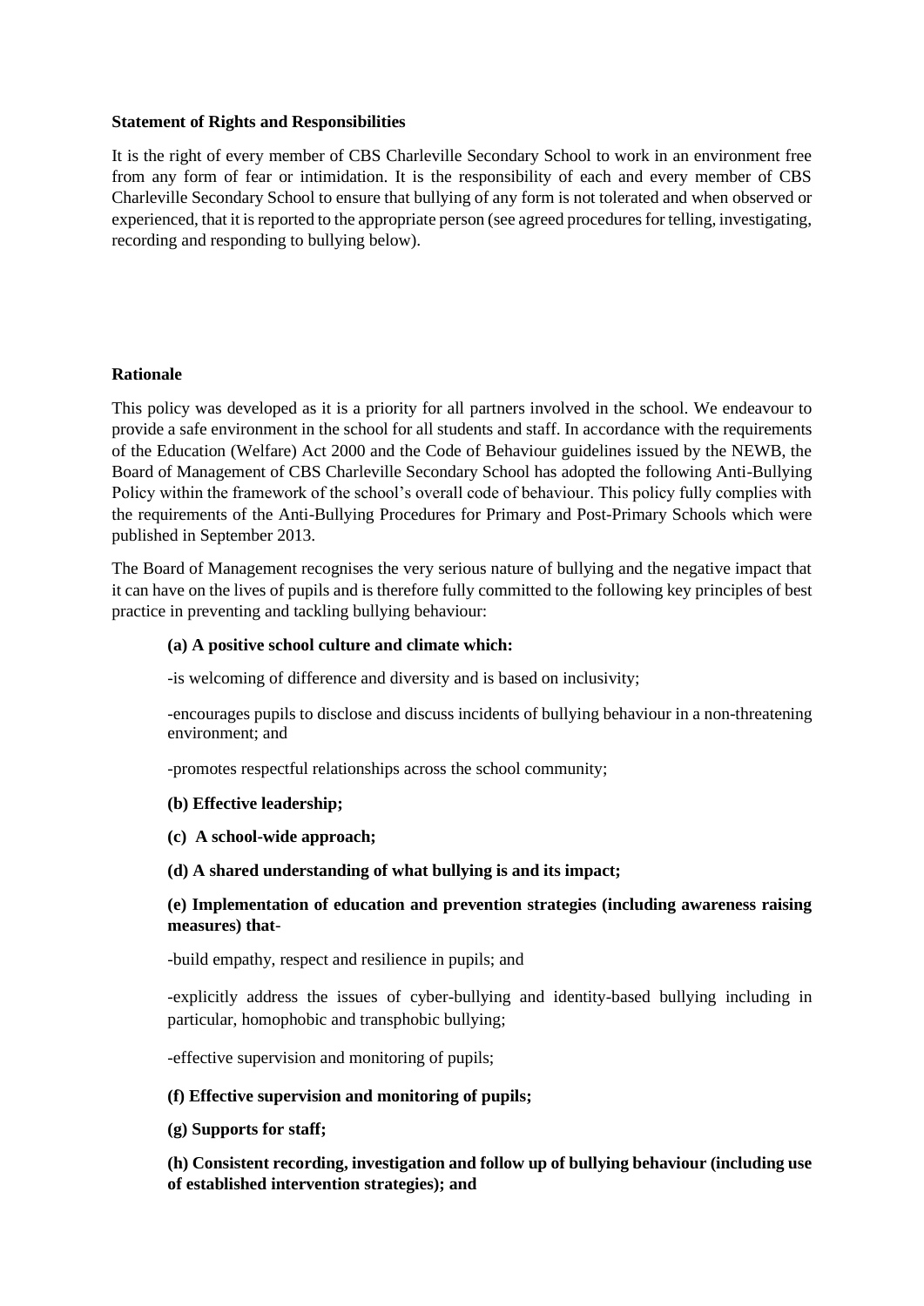**Statement of Rights and Responsibilities**

It is the right of every member of CBS Charleville Secondary School to work in an environment free from any form of fear or intimidation. It is the responsibility of each and every member of CBS Charleville Secondary School to ensure that bullying of any form is not tolerated and when observed or experienced, that it is reported to the appropriate person (see agreed procedures for telling, investigating, recording and responding to bullying below).

**Rationale**

This policy was developed as it is a priority for all partners involved in the school. We endeavour to provide a safe environment in the school for all students and staff. In accordance with the requirements of the Education (Welfare) Act 2000 and the Code of Behaviour guidelines issued by the NEWB, the Board of Management of CBS Charleville Secondary School has adopted the following Anti-Bullying Policy within the framework of the school's overall code of behaviour. This policy fully complies with the requirements of the Anti-Bullying Procedures for Primary and Post-Primary Schools which were published in September 2013.

The Board of Management recognises the very serious nature of bullying and the negative impact that it can have on the lives of pupils and is therefore fully committed to the following key principles of best practice in preventing and tackling bullying behaviour:

**(a) A positive school culture and climate which:**

-is welcoming of difference and diversity and is based on inclusivity;

-encourages pupils to disclose and discuss incidents of bullying behaviour in a non-threatening environment; and

-promotes respectful relationships across the school community;

**(b) Effective leadership;**

**(c) A school-wide approach;**

**(d) A shared understanding of what bullying is and its impact;**

**(e) Implementation of education and prevention strategies (including awareness raising measures) that**-

-build empathy, respect and resilience in pupils; and

-explicitly address the issues of cyber-bullying and identity-based bullying including in particular, homophobic and transphobic bullying;

-effective supervision and monitoring of pupils;

**(f) Effective supervision and monitoring of pupils;**

**(g) Supports for staff;**

**(h) Consistent recording, investigation and follow up of bullying behaviour (including use of established intervention strategies); and**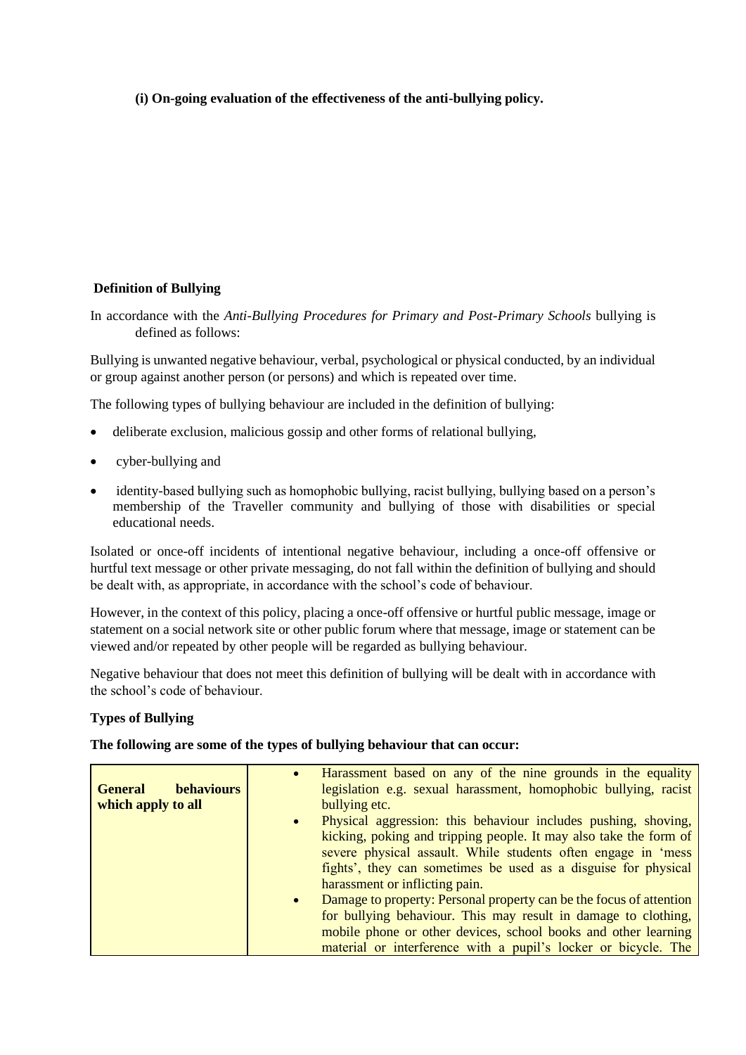**(i) On-going evaluation of the effectiveness of the anti-bullying policy.**

**Definition of Bullying**

In accordance with the *Anti-Bullying Procedures for Primary and Post-Primary Schools* bullying is defined as follows:

Bullying is unwanted negative behaviour, verbal, psychological or physical conducted, by an individual or group against another person (or persons) and which is repeated over time.

The following types of bullying behaviour are included in the definition of bullying:

- deliberate exclusion, malicious gossip and other forms of relational bullying,
- cyber-bullying and
- identity-based bullying such as homophobic bullying, racist bullying, bullying based on a person's membership of the Traveller community and bullying of those with disabilities or special educational needs.

Isolated or once-off incidents of intentional negative behaviour, including a once-off offensive or hurtful text message or other private messaging, do not fall within the definition of bullying and should be dealt with, as appropriate, in accordance with the school's code of behaviour.

However, in the context of this policy, placing a once-off offensive or hurtful public message, image or statement on a social network site or other public forum where that message, image or statement can be viewed and/or repeated by other people will be regarded as bullying behaviour.

Negative behaviour that does not meet this definition of bullying will be dealt with in accordance with the school's code of behaviour.

**Types of Bullying**

**The following are some of the types of bullying behaviour that can occur:**

| | |
|---|---|
| **General behaviours which apply to all** | • Harassment based on any of the nine grounds in the equality legislation e.g. sexual harassment, homophobic bullying, racist bullying etc.<br>• Physical aggression: this behaviour includes pushing, shoving, kicking, poking and tripping people. It may also take the form of severe physical assault. While students often engage in 'mess fights', they can sometimes be used as a disguise for physical harassment or inflicting pain.<br>• Damage to property: Personal property can be the focus of attention for bullying behaviour. This may result in damage to clothing, mobile phone or other devices, school books and other learning material or interference with a pupil's locker or bicycle. The |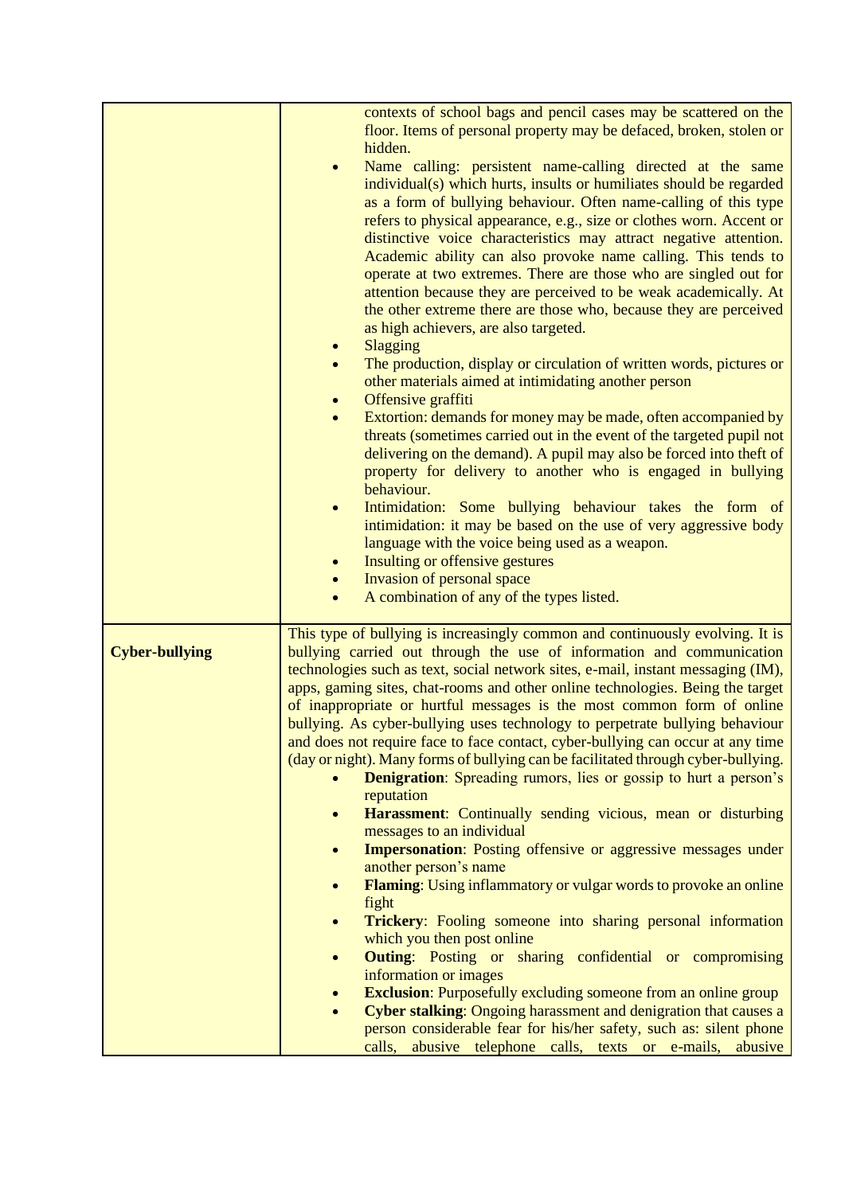| | |
|---|---|
| | contexts of school bags and pencil cases may be scattered on the floor. Items of personal property may be defaced, broken, stolen or hidden.<br>• Name calling: persistent name-calling directed at the same individual(s) which hurts, insults or humiliates should be regarded as a form of bullying behaviour. Often name-calling of this type refers to physical appearance, e.g., size or clothes worn. Accent or distinctive voice characteristics may attract negative attention. Academic ability can also provoke name calling. This tends to operate at two extremes. There are those who are singled out for attention because they are perceived to be weak academically. At the other extreme there are those who, because they are perceived as high achievers, are also targeted.<br>• Slagging<br>• The production, display or circulation of written words, pictures or other materials aimed at intimidating another person<br>• Offensive graffiti<br>• Extortion: demands for money may be made, often accompanied by threats (sometimes carried out in the event of the targeted pupil not delivering on the demand). A pupil may also be forced into theft of property for delivery to another who is engaged in bullying behaviour.<br>• Intimidation: Some bullying behaviour takes the form of intimidation: it may be based on the use of very aggressive body language with the voice being used as a weapon.<br>• Insulting or offensive gestures<br>• Invasion of personal space<br>• A combination of any of the types listed. |
| **Cyber-bullying** | This type of bullying is increasingly common and continuously evolving. It is bullying carried out through the use of information and communication technologies such as text, social network sites, e-mail, instant messaging (IM), apps, gaming sites, chat-rooms and other online technologies. Being the target of inappropriate or hurtful messages is the most common form of online bullying. As cyber-bullying uses technology to perpetrate bullying behaviour and does not require face to face contact, cyber-bullying can occur at any time (day or night). Many forms of bullying can be facilitated through cyber-bullying.<br>• **Denigration**: Spreading rumors, lies or gossip to hurt a person's reputation<br>• **Harassment**: Continually sending vicious, mean or disturbing messages to an individual<br>• **Impersonation**: Posting offensive or aggressive messages under another person's name<br>• **Flaming**: Using inflammatory or vulgar words to provoke an online fight<br>• **Trickery**: Fooling someone into sharing personal information which you then post online<br>• **Outing**: Posting or sharing confidential or compromising information or images<br>• **Exclusion**: Purposefully excluding someone from an online group<br>• **Cyber stalking**: Ongoing harassment and denigration that causes a person considerable fear for his/her safety, such as: silent phone calls, abusive telephone calls, texts or e-mails, abusive |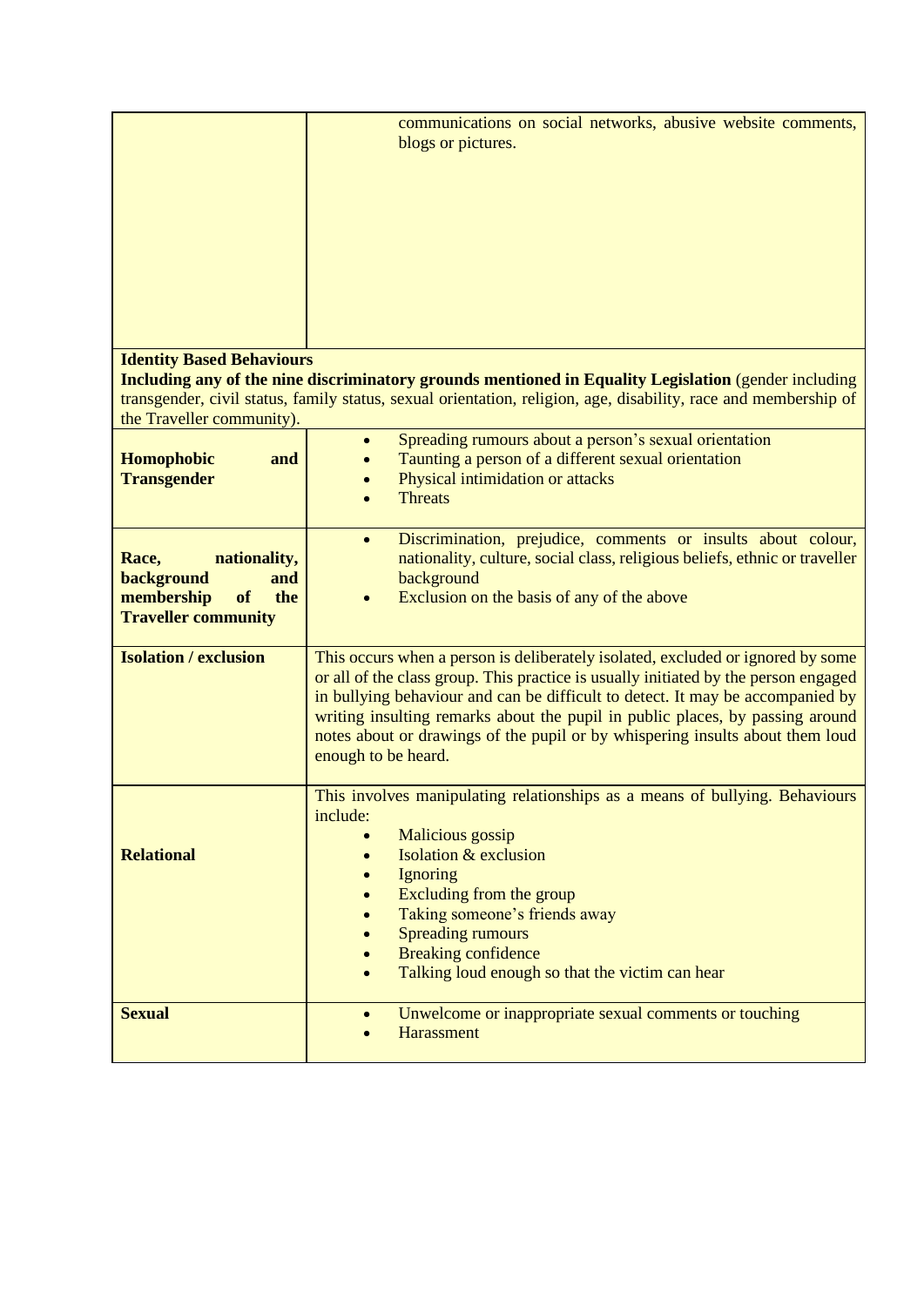| | |
|---|---|
| | communications on social networks, abusive website comments, blogs or pictures. |
| **Identity Based Behaviours** **Including any of the nine discriminatory grounds mentioned in Equality Legislation** (gender including transgender, civil status, family status, sexual orientation, religion, age, disability, race and membership of the Traveller community). | |
| **Homophobic and Transgender** | • Spreading rumours about a person's sexual orientation<br>• Taunting a person of a different sexual orientation<br>• Physical intimidation or attacks<br>• Threats |
| **Race, nationality, background and membership of the Traveller community** | • Discrimination, prejudice, comments or insults about colour, nationality, culture, social class, religious beliefs, ethnic or traveller background<br>• Exclusion on the basis of any of the above |
| **Isolation / exclusion** | This occurs when a person is deliberately isolated, excluded or ignored by some or all of the class group. This practice is usually initiated by the person engaged in bullying behaviour and can be difficult to detect. It may be accompanied by writing insulting remarks about the pupil in public places, by passing around notes about or drawings of the pupil or by whispering insults about them loud enough to be heard. |
| **Relational** | This involves manipulating relationships as a means of bullying. Behaviours include:<br>• Malicious gossip<br>• Isolation & exclusion<br>• Ignoring<br>• Excluding from the group<br>• Taking someone's friends away<br>• Spreading rumours<br>• Breaking confidence<br>• Talking loud enough so that the victim can hear |
| **Sexual** | • Unwelcome or inappropriate sexual comments or touching<br>• Harassment |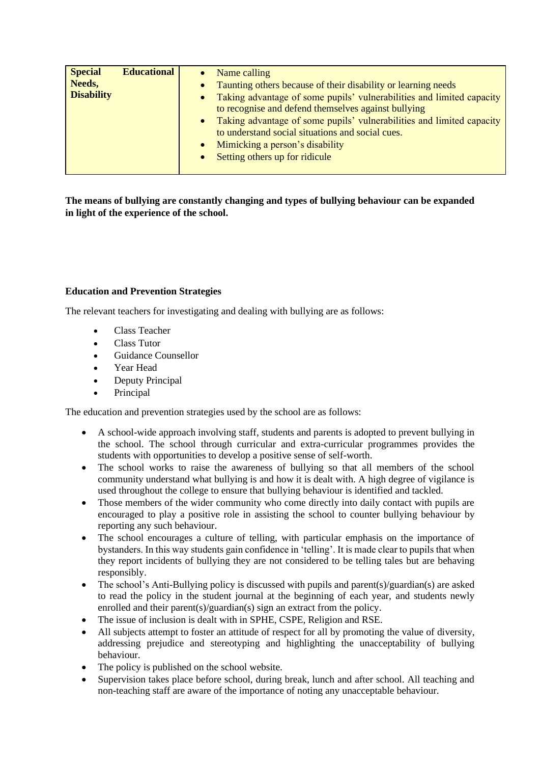| | |
|---|---|
| **Special Educational Needs, Disability** | • Name calling<br>• Taunting others because of their disability or learning needs<br>• Taking advantage of some pupils' vulnerabilities and limited capacity to recognise and defend themselves against bullying<br>• Taking advantage of some pupils' vulnerabilities and limited capacity to understand social situations and social cues.<br>• Mimicking a person's disability<br>• Setting others up for ridicule |

**The means of bullying are constantly changing and types of bullying behaviour can be expanded in light of the experience of the school.**

**Education and Prevention Strategies**

The relevant teachers for investigating and dealing with bullying are as follows:

- Class Teacher
- Class Tutor
- Guidance Counsellor
- Year Head
- Deputy Principal
- Principal

The education and prevention strategies used by the school are as follows:

- A school-wide approach involving staff, students and parents is adopted to prevent bullying in the school. The school through curricular and extra-curricular programmes provides the students with opportunities to develop a positive sense of self-worth.
- The school works to raise the awareness of bullying so that all members of the school community understand what bullying is and how it is dealt with. A high degree of vigilance is used throughout the college to ensure that bullying behaviour is identified and tackled.
- Those members of the wider community who come directly into daily contact with pupils are encouraged to play a positive role in assisting the school to counter bullying behaviour by reporting any such behaviour.
- The school encourages a culture of telling, with particular emphasis on the importance of bystanders. In this way students gain confidence in 'telling'. It is made clear to pupils that when they report incidents of bullying they are not considered to be telling tales but are behaving responsibly.
- The school's Anti-Bullying policy is discussed with pupils and parent(s)/guardian(s) are asked to read the policy in the student journal at the beginning of each year, and students newly enrolled and their parent(s)/guardian(s) sign an extract from the policy.
- The issue of inclusion is dealt with in SPHE, CSPE, Religion and RSE.
- All subjects attempt to foster an attitude of respect for all by promoting the value of diversity, addressing prejudice and stereotyping and highlighting the unacceptability of bullying behaviour.
- The policy is published on the school website.
- Supervision takes place before school, during break, lunch and after school. All teaching and non-teaching staff are aware of the importance of noting any unacceptable behaviour.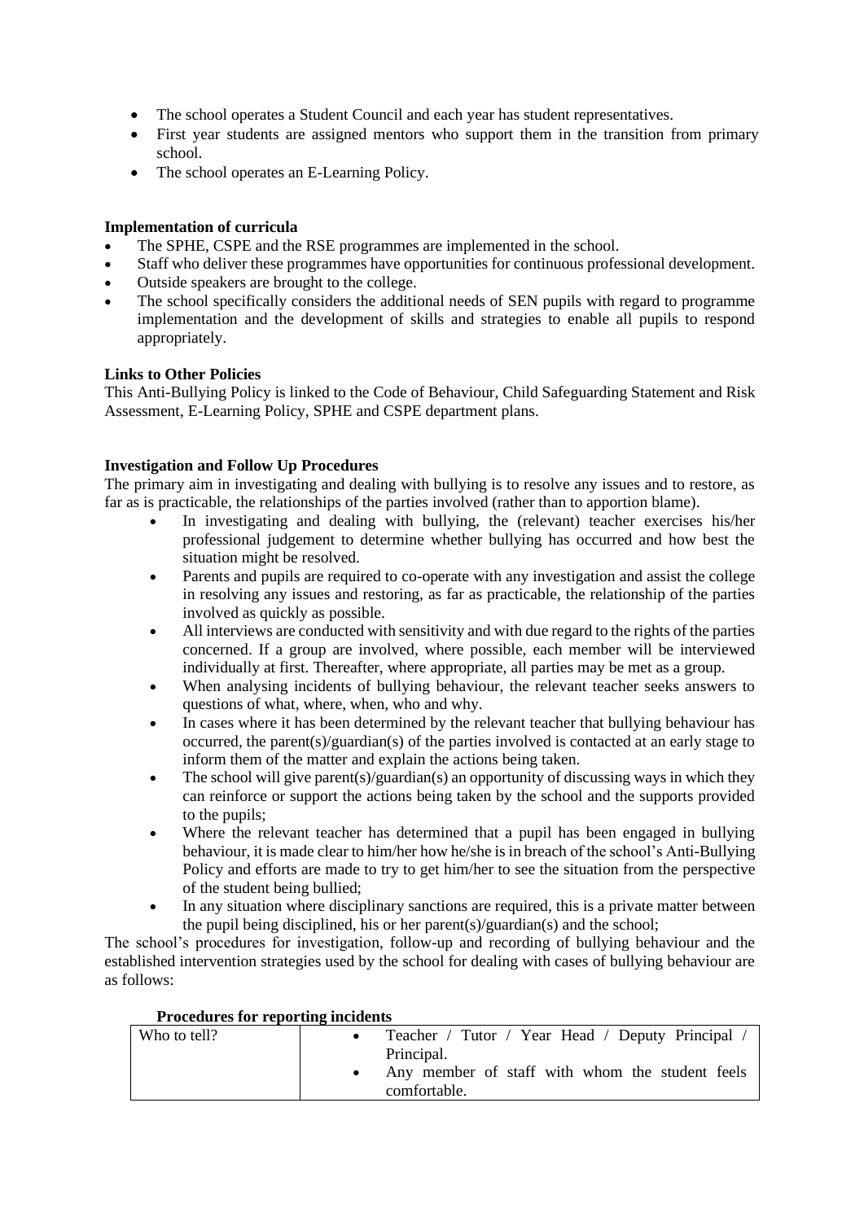- The school operates a Student Council and each year has student representatives.
- First year students are assigned mentors who support them in the transition from primary school.
- The school operates an E-Learning Policy.

**Implementation of curricula**

- The SPHE, CSPE and the RSE programmes are implemented in the school.
- Staff who deliver these programmes have opportunities for continuous professional development.
- Outside speakers are brought to the college.
- The school specifically considers the additional needs of SEN pupils with regard to programme implementation and the development of skills and strategies to enable all pupils to respond appropriately.

**Links to Other Policies**

This Anti-Bullying Policy is linked to the Code of Behaviour, Child Safeguarding Statement and Risk Assessment, E-Learning Policy, SPHE and CSPE department plans.

**Investigation and Follow Up Procedures**

The primary aim in investigating and dealing with bullying is to resolve any issues and to restore, as far as is practicable, the relationships of the parties involved (rather than to apportion blame).

- In investigating and dealing with bullying, the (relevant) teacher exercises his/her professional judgement to determine whether bullying has occurred and how best the situation might be resolved.
- Parents and pupils are required to co-operate with any investigation and assist the college in resolving any issues and restoring, as far as practicable, the relationship of the parties involved as quickly as possible.
- All interviews are conducted with sensitivity and with due regard to the rights of the parties concerned. If a group are involved, where possible, each member will be interviewed individually at first. Thereafter, where appropriate, all parties may be met as a group.
- When analysing incidents of bullying behaviour, the relevant teacher seeks answers to questions of what, where, when, who and why.
- In cases where it has been determined by the relevant teacher that bullying behaviour has occurred, the parent(s)/guardian(s) of the parties involved is contacted at an early stage to inform them of the matter and explain the actions being taken.
- The school will give parent(s)/guardian(s) an opportunity of discussing ways in which they can reinforce or support the actions being taken by the school and the supports provided to the pupils;
- Where the relevant teacher has determined that a pupil has been engaged in bullying behaviour, it is made clear to him/her how he/she is in breach of the school's Anti-Bullying Policy and efforts are made to try to get him/her to see the situation from the perspective of the student being bullied;
- In any situation where disciplinary sanctions are required, this is a private matter between the pupil being disciplined, his or her parent(s)/guardian(s) and the school;

The school's procedures for investigation, follow-up and recording of bullying behaviour and the established intervention strategies used by the school for dealing with cases of bullying behaviour are as follows:

**Procedures for reporting incidents**

| | |
|---|---|
| Who to tell? | • Teacher / Tutor / Year Head / Deputy Principal / Principal.<br>• Any member of staff with whom the student feels comfortable. |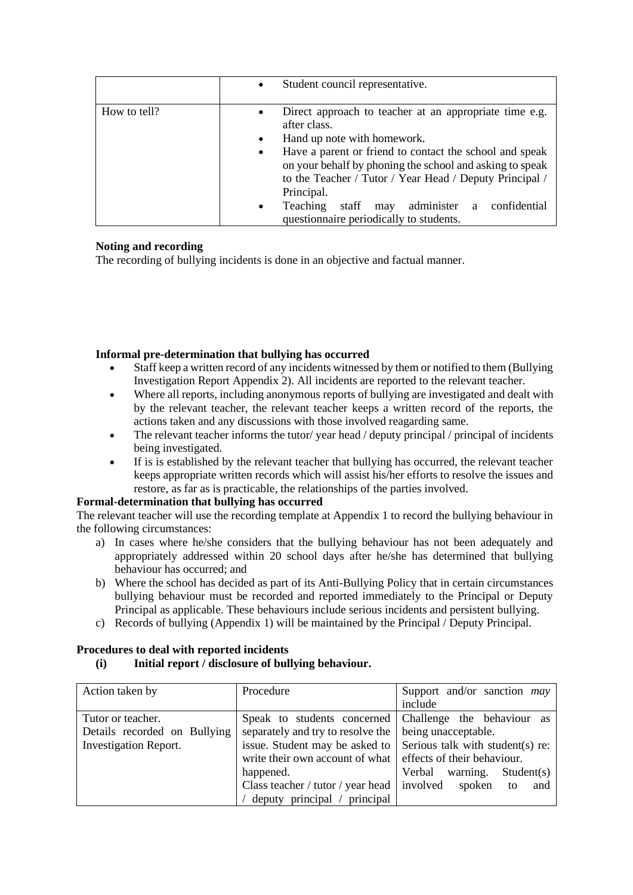| | |
|---|---|
| | • Student council representative. |
| How to tell? | • Direct approach to teacher at an appropriate time e.g. after class.<br>• Hand up note with homework.<br>• Have a parent or friend to contact the school and speak on your behalf by phoning the school and asking to speak to the Teacher / Tutor / Year Head / Deputy Principal / Principal.<br>• Teaching staff may administer a confidential questionnaire periodically to students. |

**Noting and recording**

The recording of bullying incidents is done in an objective and factual manner.

**Informal pre-determination that bullying has occurred**

- Staff keep a written record of any incidents witnessed by them or notified to them (Bullying Investigation Report Appendix 2). All incidents are reported to the relevant teacher.
- Where all reports, including anonymous reports of bullying are investigated and dealt with by the relevant teacher, the relevant teacher keeps a written record of the reports, the actions taken and any discussions with those involved reagarding same.
- The relevant teacher informs the tutor/ year head / deputy principal / principal of incidents being investigated.
- If is is established by the relevant teacher that bullying has occurred, the relevant teacher keeps appropriate written records which will assist his/her efforts to resolve the issues and restore, as far as is practicable, the relationships of the parties involved.

**Formal-determination that bullying has occurred**

The relevant teacher will use the recording template at Appendix 1 to record the bullying behaviour in the following circumstances:

a) In cases where he/she considers that the bullying behaviour has not been adequately and appropriately addressed within 20 school days after he/she has determined that bullying behaviour has occurred; and
b) Where the school has decided as part of its Anti-Bullying Policy that in certain circumstances bullying behaviour must be recorded and reported immediately to the Principal or Deputy Principal as applicable. These behaviours include serious incidents and persistent bullying.
c) Records of bullying (Appendix 1) will be maintained by the Principal / Deputy Principal.

**Procedures to deal with reported incidents**

**(i) Initial report / disclosure of bullying behaviour.**

| Action taken by | Procedure | Support and/or sanction *may* include |
|---|---|---|
| Tutor or teacher.<br>Details recorded on Bullying Investigation Report. | Speak to students concerned separately and try to resolve the issue. Student may be asked to write their own account of what happened.<br>Class teacher / tutor / year head / deputy principal / principal | Challenge the behaviour as being unacceptable.<br>Serious talk with student(s) re: effects of their behaviour.<br>Verbal warning. Student(s) involved spoken to and |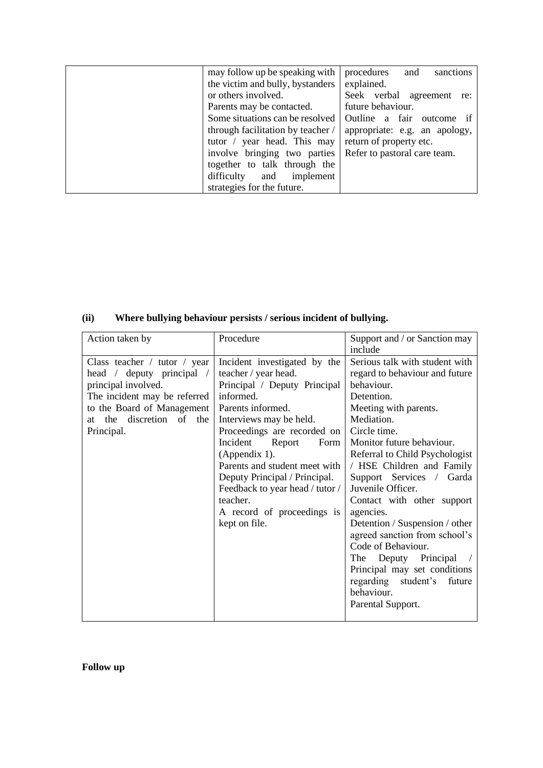| | | |
|---|---|---|
| | may follow up be speaking with the victim and bully, bystanders or others involved.<br>Parents may be contacted.<br>Some situations can be resolved through facilitation by teacher / tutor / year head. This may involve bringing two parties together to talk through the difficulty and implement strategies for the future. | procedures and sanctions explained.<br>Seek verbal agreement re: future behaviour.<br>Outline a fair outcome if appropriate: e.g. an apology, return of property etc.<br>Refer to pastoral care team. |

**(ii) Where bullying behaviour persists / serious incident of bullying.**

| Action taken by | Procedure | Support and / or Sanction may include |
|---|---|---|
| Class teacher / tutor / year head / deputy principal / principal involved.<br>The incident may be referred to the Board of Management at the discretion of the Principal. | Incident investigated by the teacher / year head.<br>Principal / Deputy Principal informed.<br>Parents informed.<br>Interviews may be held.<br>Proceedings are recorded on Incident Report Form (Appendix 1).<br>Parents and student meet with Deputy Principal / Principal.<br>Feedback to year head / tutor / teacher.<br>A record of proceedings is kept on file. | Serious talk with student with regard to behaviour and future behaviour.<br>Detention.<br>Meeting with parents.<br>Mediation.<br>Circle time.<br>Monitor future behaviour.<br>Referral to Child Psychologist / HSE Children and Family Support Services / Garda Juvenile Officer.<br>Contact with other support agencies.<br>Detention / Suspension / other agreed sanction from school's Code of Behaviour.<br>The Deputy Principal / Principal may set conditions regarding student's future behaviour.<br>Parental Support. |

**Follow up**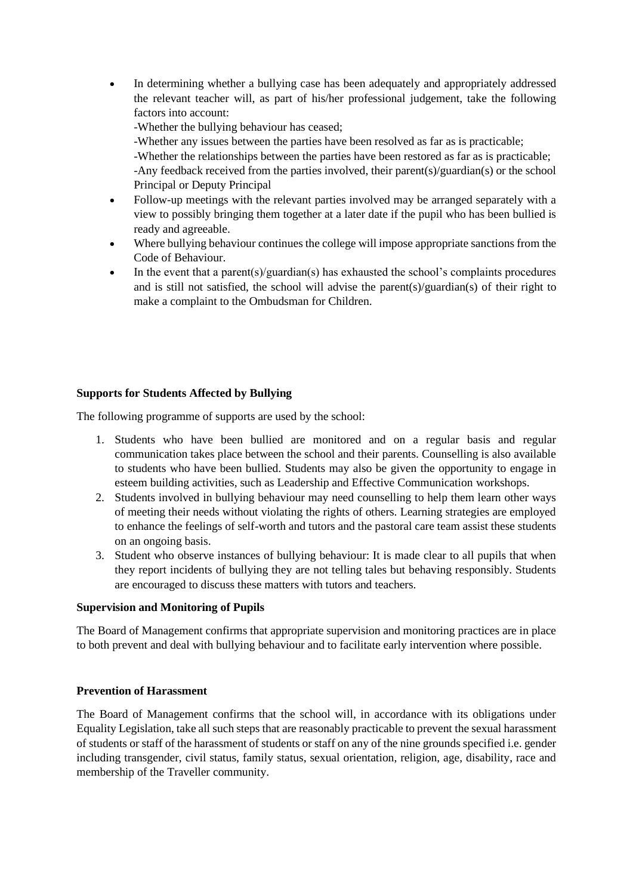- In determining whether a bullying case has been adequately and appropriately addressed the relevant teacher will, as part of his/her professional judgement, take the following factors into account:
  -Whether the bullying behaviour has ceased;
  -Whether any issues between the parties have been resolved as far as is practicable;
  -Whether the relationships between the parties have been restored as far as is practicable;
  -Any feedback received from the parties involved, their parent(s)/guardian(s) or the school Principal or Deputy Principal
- Follow-up meetings with the relevant parties involved may be arranged separately with a view to possibly bringing them together at a later date if the pupil who has been bullied is ready and agreeable.
- Where bullying behaviour continues the college will impose appropriate sanctions from the Code of Behaviour.
- In the event that a parent(s)/guardian(s) has exhausted the school's complaints procedures and is still not satisfied, the school will advise the parent(s)/guardian(s) of their right to make a complaint to the Ombudsman for Children.

**Supports for Students Affected by Bullying**

The following programme of supports are used by the school:

1. Students who have been bullied are monitored and on a regular basis and regular communication takes place between the school and their parents. Counselling is also available to students who have been bullied. Students may also be given the opportunity to engage in esteem building activities, such as Leadership and Effective Communication workshops.
2. Students involved in bullying behaviour may need counselling to help them learn other ways of meeting their needs without violating the rights of others. Learning strategies are employed to enhance the feelings of self-worth and tutors and the pastoral care team assist these students on an ongoing basis.
3. Student who observe instances of bullying behaviour: It is made clear to all pupils that when they report incidents of bullying they are not telling tales but behaving responsibly. Students are encouraged to discuss these matters with tutors and teachers.

**Supervision and Monitoring of Pupils**

The Board of Management confirms that appropriate supervision and monitoring practices are in place to both prevent and deal with bullying behaviour and to facilitate early intervention where possible.

**Prevention of Harassment**

The Board of Management confirms that the school will, in accordance with its obligations under Equality Legislation, take all such steps that are reasonably practicable to prevent the sexual harassment of students or staff of the harassment of students or staff on any of the nine grounds specified i.e. gender including transgender, civil status, family status, sexual orientation, religion, age, disability, race and membership of the Traveller community.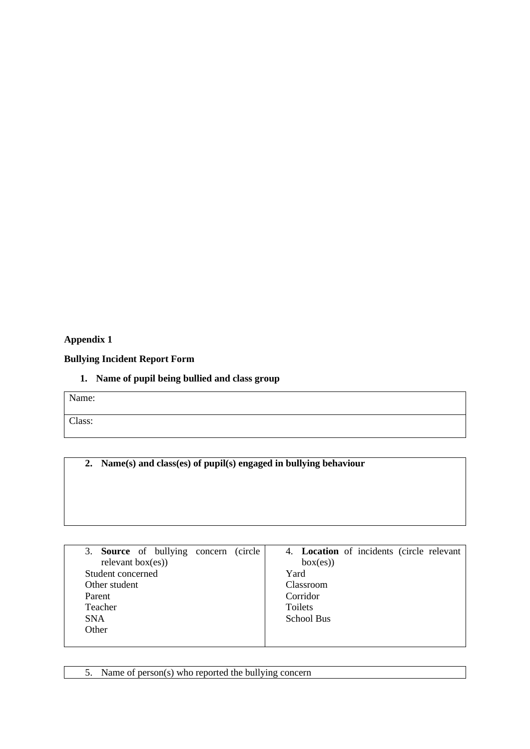**Appendix 1**

**Bullying Incident Report Form**

1. **Name of pupil being bullied and class group**

| |
|---|
| Name: |
| Class: |

| |
|---|
| 2. **Name(s) and class(es) of pupil(s) engaged in bullying behaviour** |

| | |
|---|---|
| 3. **Source** of bullying concern (circle relevant box(es)) | 4. **Location** of incidents (circle relevant box(es)) |
| Student concerned | Yard |
| Other student | Classroom |
| Parent | Corridor |
| Teacher | Toilets |
| SNA | School Bus |
| Other | |

| |
|---|
| 5. Name of person(s) who reported the bullying concern |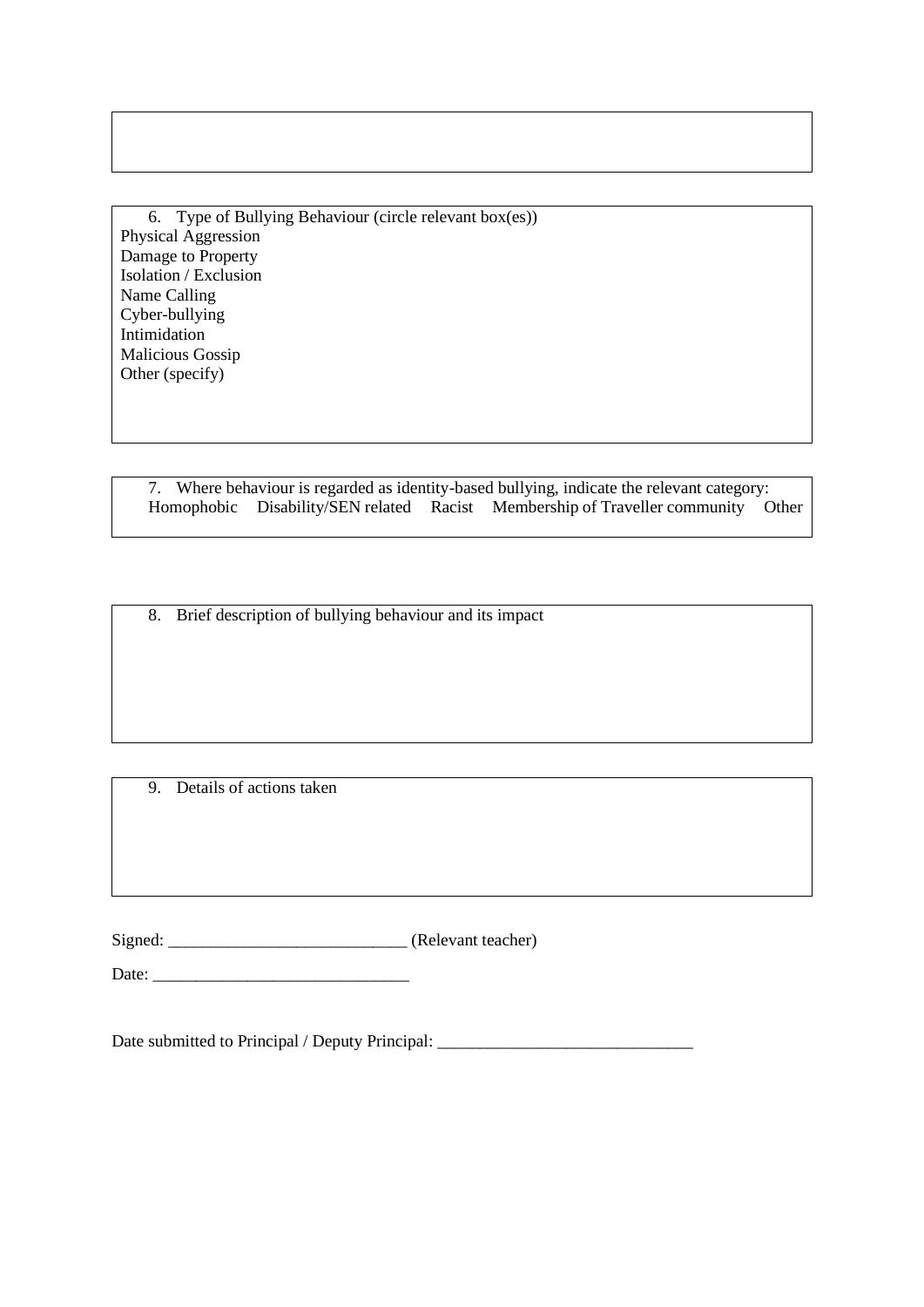6. Type of Bullying Behaviour (circle relevant box(es))

Physical Aggression
Damage to Property
Isolation / Exclusion
Name Calling
Cyber-bullying
Intimidation
Malicious Gossip
Other (specify)

7. Where behaviour is regarded as identity-based bullying, indicate the relevant category:

Homophobic    Disability/SEN related    Racist    Membership of Traveller community    Other

8. Brief description of bullying behaviour and its impact

9. Details of actions taken

Signed: ___________________________ (Relevant teacher)

Date: _____________________________

Date submitted to Principal / Deputy Principal: _____________________________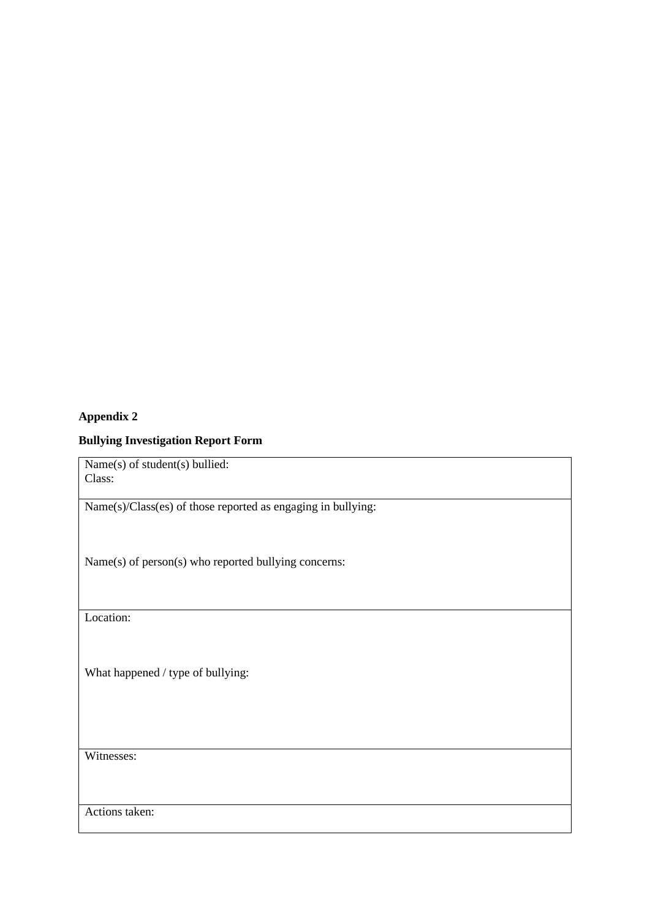**Appendix 2**

**Bullying Investigation Report Form**

| |
|---|
| Name(s) of student(s) bullied:<br>Class: |
| Name(s)/Class(es) of those reported as engaging in bullying:<br><br>Name(s) of person(s) who reported bullying concerns: |
| Location:<br><br>What happened / type of bullying: |
| Witnesses: |
| Actions taken: |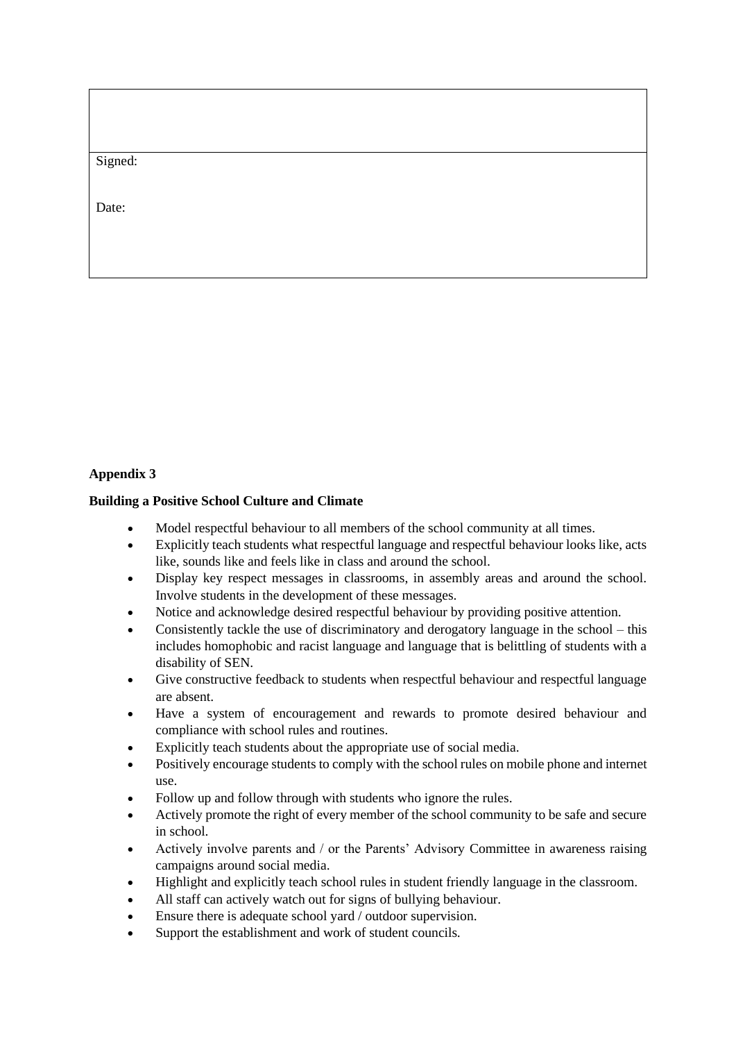| |
|---|
| |
| Signed:<br><br>Date: |

**Appendix 3**

**Building a Positive School Culture and Climate**

- Model respectful behaviour to all members of the school community at all times.
- Explicitly teach students what respectful language and respectful behaviour looks like, acts like, sounds like and feels like in class and around the school.
- Display key respect messages in classrooms, in assembly areas and around the school. Involve students in the development of these messages.
- Notice and acknowledge desired respectful behaviour by providing positive attention.
- Consistently tackle the use of discriminatory and derogatory language in the school – this includes homophobic and racist language and language that is belittling of students with a disability of SEN.
- Give constructive feedback to students when respectful behaviour and respectful language are absent.
- Have a system of encouragement and rewards to promote desired behaviour and compliance with school rules and routines.
- Explicitly teach students about the appropriate use of social media.
- Positively encourage students to comply with the school rules on mobile phone and internet use.
- Follow up and follow through with students who ignore the rules.
- Actively promote the right of every member of the school community to be safe and secure in school.
- Actively involve parents and / or the Parents' Advisory Committee in awareness raising campaigns around social media.
- Highlight and explicitly teach school rules in student friendly language in the classroom.
- All staff can actively watch out for signs of bullying behaviour.
- Ensure there is adequate school yard / outdoor supervision.
- Support the establishment and work of student councils.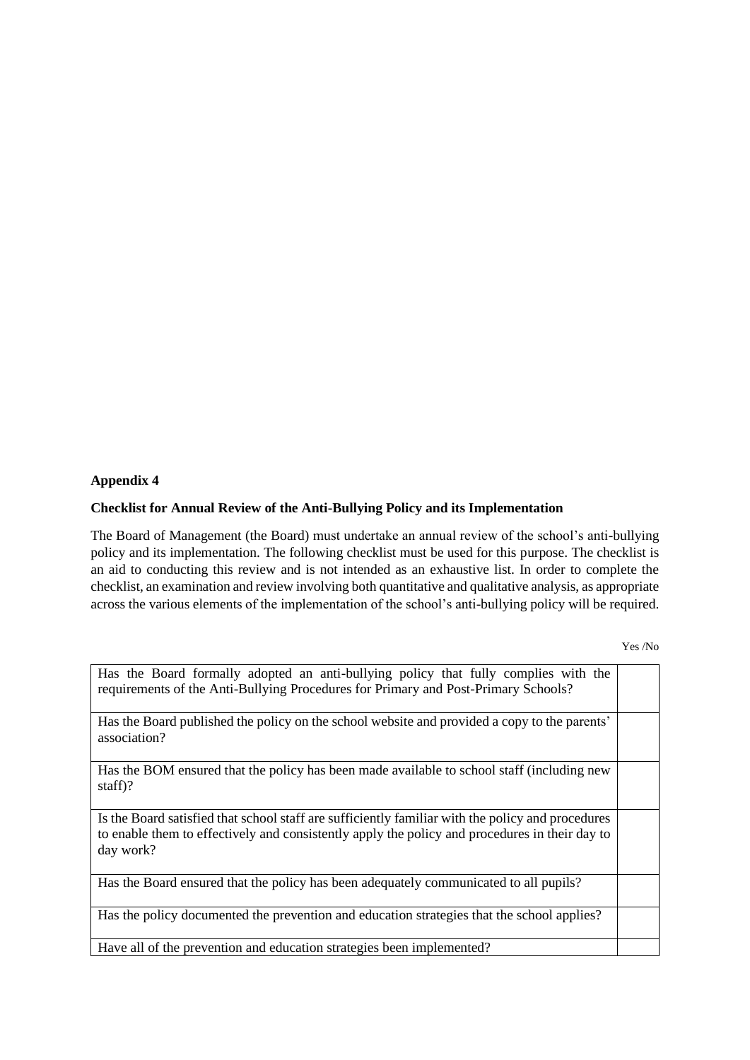**Appendix 4**

**Checklist for Annual Review of the Anti-Bullying Policy and its Implementation**

The Board of Management (the Board) must undertake an annual review of the school's anti-bullying policy and its implementation. The following checklist must be used for this purpose. The checklist is an aid to conducting this review and is not intended as an exhaustive list. In order to complete the checklist, an examination and review involving both quantitative and qualitative analysis, as appropriate across the various elements of the implementation of the school's anti-bullying policy will be required.

| | Yes /No |
|---|---|
| Has the Board formally adopted an anti-bullying policy that fully complies with the requirements of the Anti-Bullying Procedures for Primary and Post-Primary Schools? | |
| Has the Board published the policy on the school website and provided a copy to the parents' association? | |
| Has the BOM ensured that the policy has been made available to school staff (including new staff)? | |
| Is the Board satisfied that school staff are sufficiently familiar with the policy and procedures to enable them to effectively and consistently apply the policy and procedures in their day to day work? | |
| Has the Board ensured that the policy has been adequately communicated to all pupils? | |
| Has the policy documented the prevention and education strategies that the school applies? | |
| Have all of the prevention and education strategies been implemented? | |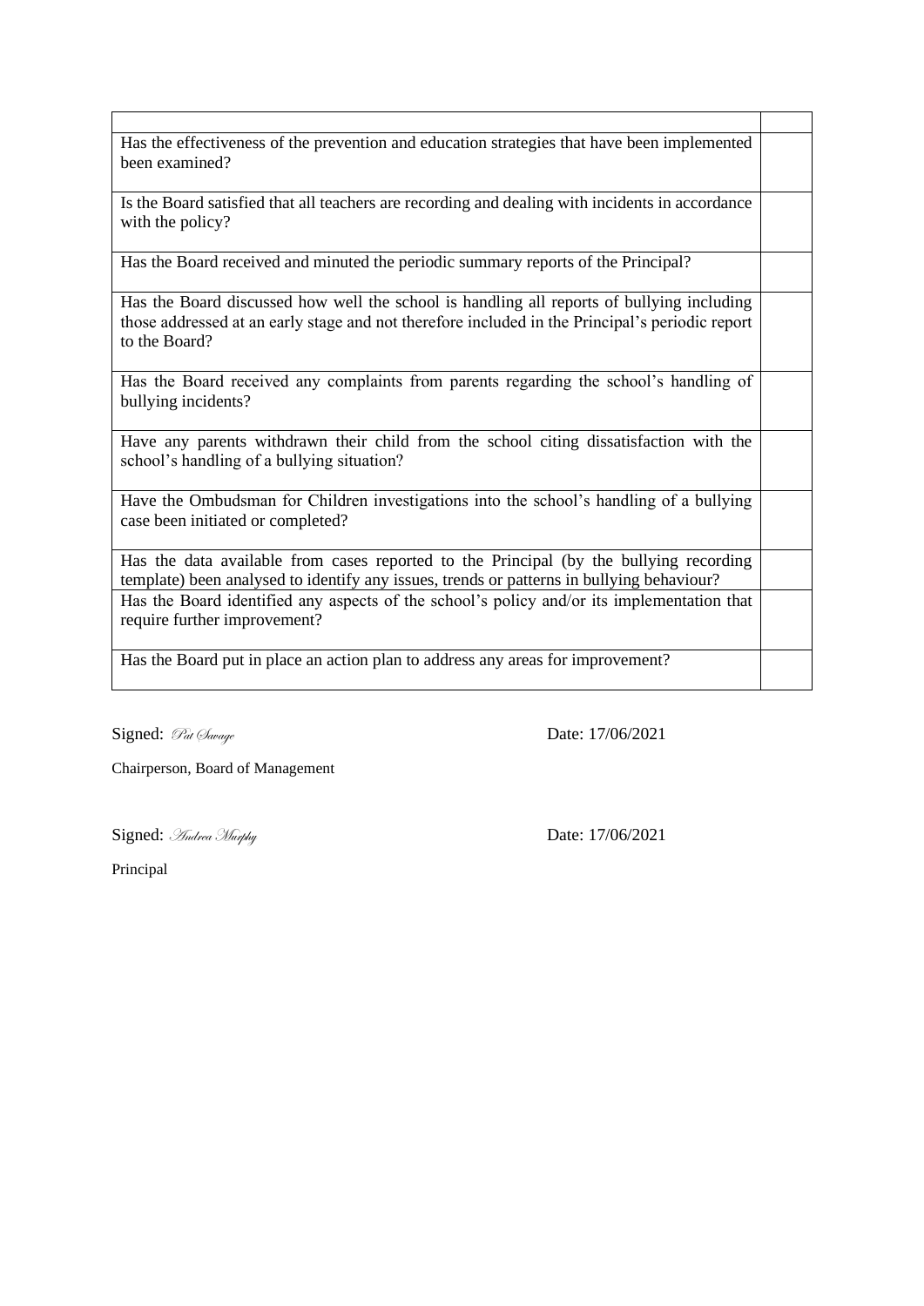| | |
|---|---|
| Has the effectiveness of the prevention and education strategies that have been implemented been examined? | |
| Is the Board satisfied that all teachers are recording and dealing with incidents in accordance with the policy? | |
| Has the Board received and minuted the periodic summary reports of the Principal? | |
| Has the Board discussed how well the school is handling all reports of bullying including those addressed at an early stage and not therefore included in the Principal's periodic report to the Board? | |
| Has the Board received any complaints from parents regarding the school's handling of bullying incidents? | |
| Have any parents withdrawn their child from the school citing dissatisfaction with the school's handling of a bullying situation? | |
| Have the Ombudsman for Children investigations into the school's handling of a bullying case been initiated or completed? | |
| Has the data available from cases reported to the Principal (by the bullying recording template) been analysed to identify any issues, trends or patterns in bullying behaviour? | |
| Has the Board identified any aspects of the school's policy and/or its implementation that require further improvement? | |
| Has the Board put in place an action plan to address any areas for improvement? | |

Signed: *Pat Savage* Date: 17/06/2021

Chairperson, Board of Management

Signed: *Andrea Murphy* Date: 17/06/2021

Principal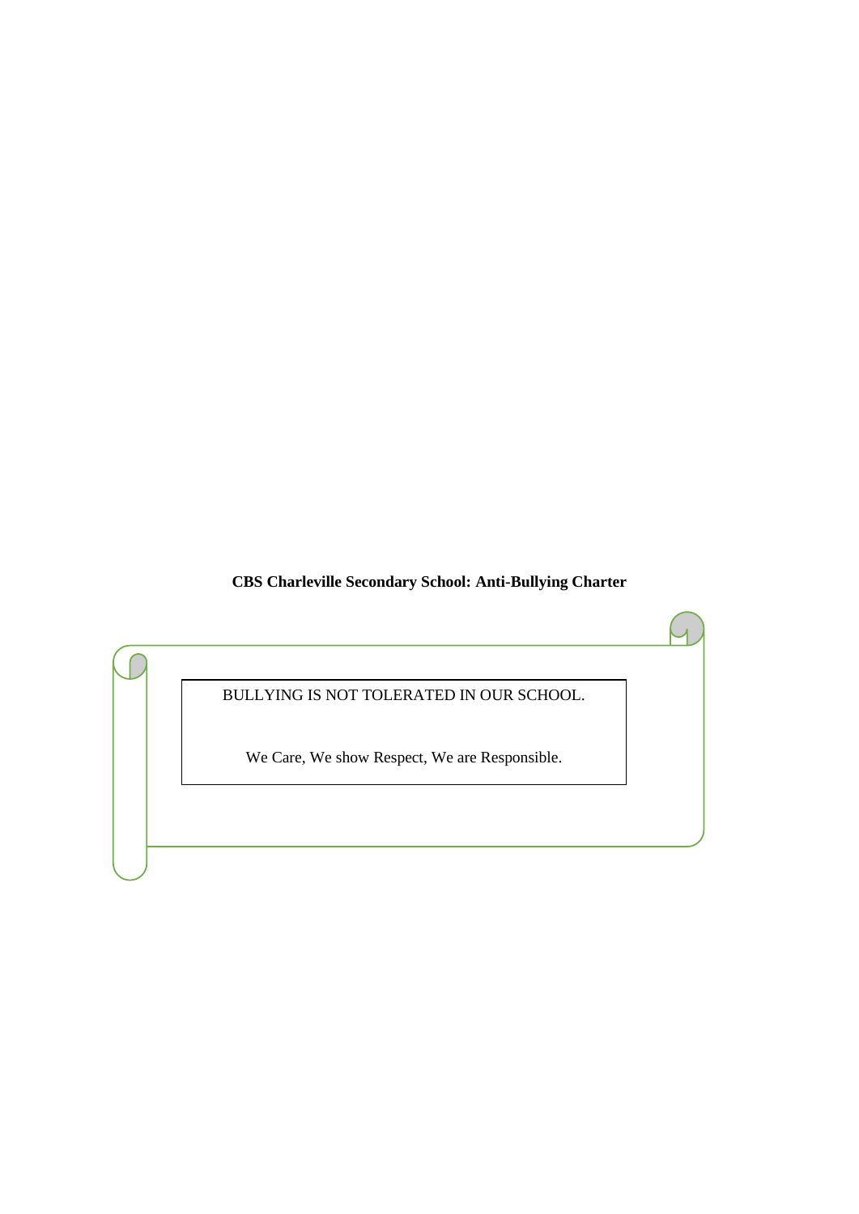**CBS Charleville Secondary School: Anti-Bullying Charter**

BULLYING IS NOT TOLERATED IN OUR SCHOOL.

We Care, We show Respect, We are Responsible.